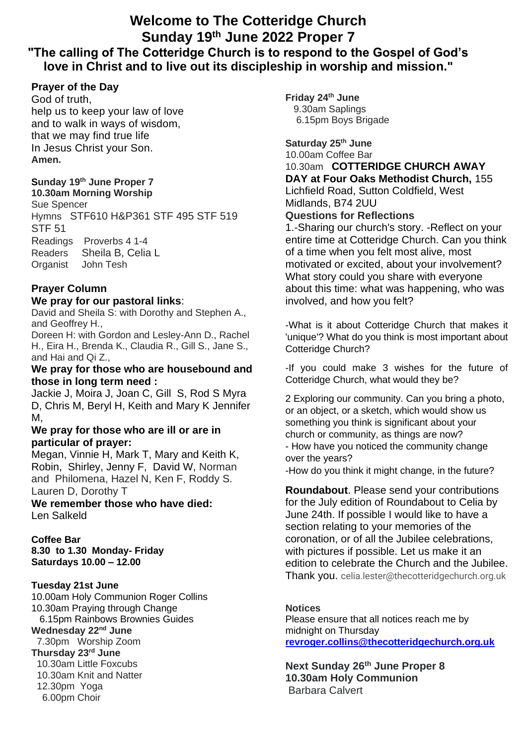# Welcome to The Cotteridge Church

## Sunday 19th June 2022 Proper 7

## "The calling of The Cotteridge Church is to respond to the Gospel of God's love in Christ and to live out its discipleship in worship and mission."

**Prayer of the Day**

God of truth,
help us to keep your law of love
and to walk in ways of wisdom,
that we may find true life
In Jesus Christ your Son.
**Amen.**

**Sunday 19th June Proper 7**
**10.30am Morning Worship**
Sue Spencer
Hymns STF610 H&P361 STF 495 STF 519 STF 51
Readings Proverbs 4 1-4
Readers Sheila B, Celia L
Organist John Tesh

### Prayer Column

**We pray for our pastoral links**:

David and Sheila S: with Dorothy and Stephen A., and Geoffrey H.,
Doreen H: with Gordon and Lesley-Ann D., Rachel H., Eira H., Brenda K., Claudia R., Gill S., Jane S., and Hai and Qi Z.,

**We pray for those who are housebound and those in long term need :**

Jackie J, Moira J, Joan C, Gill S, Rod S Myra D, Chris M, Beryl H, Keith and Mary K Jennifer M,

**We pray for those who are ill or are in particular of prayer:**

Megan, Vinnie H, Mark T, Mary and Keith K, Robin, Shirley, Jenny F, David W, Norman and Philomena, Hazel N, Ken F, Roddy S. Lauren D, Dorothy T

**We remember those who have died:**

Len Salkeld

**Coffee Bar**
**8.30 to 1.30 Monday- Friday**
**Saturdays 10.00 – 12.00**

**Tuesday 21st June**
10.00am Holy Communion Roger Collins
10.30am Praying through Change
6.15pm Rainbows Brownies Guides

**Wednesday 22nd June**
7.30pm Worship Zoom

**Thursday 23rd June**
10.30am Little Foxcubs
10.30am Knit and Natter
12.30pm Yoga
6.00pm Choir

**Friday 24th June**
9.30am Saplings
6.15pm Boys Brigade

**Saturday 25th June**
10.00am Coffee Bar
10.30am **COTTERIDGE CHURCH AWAY DAY at Four Oaks Methodist Church,** 155 Lichfield Road, Sutton Coldfield, West Midlands, B74 2UU

**Questions for Reflections**

1.-Sharing our church's story. -Reflect on your entire time at Cotteridge Church. Can you think of a time when you felt most alive, most motivated or excited, about your involvement? What story could you share with everyone about this time: what was happening, who was involved, and how you felt?

-What is it about Cotteridge Church that makes it 'unique'? What do you think is most important about Cotteridge Church?

-If you could make 3 wishes for the future of Cotteridge Church, what would they be?

2 Exploring our community. Can you bring a photo, or an object, or a sketch, which would show us something you think is significant about your church or community, as things are now?
- How have you noticed the community change over the years?
-How do you think it might change, in the future?

**Roundabout**. Please send your contributions for the July edition of Roundabout to Celia by June 24th. If possible I would like to have a section relating to your memories of the coronation, or of all the Jubilee celebrations, with pictures if possible. Let us make it an edition to celebrate the Church and the Jubilee. Thank you. celia.lester@thecotteridgechurch.org.uk

**Notices**
Please ensure that all notices reach me by midnight on Thursday
**revroger.collins@thecotteridgechurch.org.uk**

**Next Sunday 26th June Proper 8**
**10.30am Holy Communion**
Barbara Calvert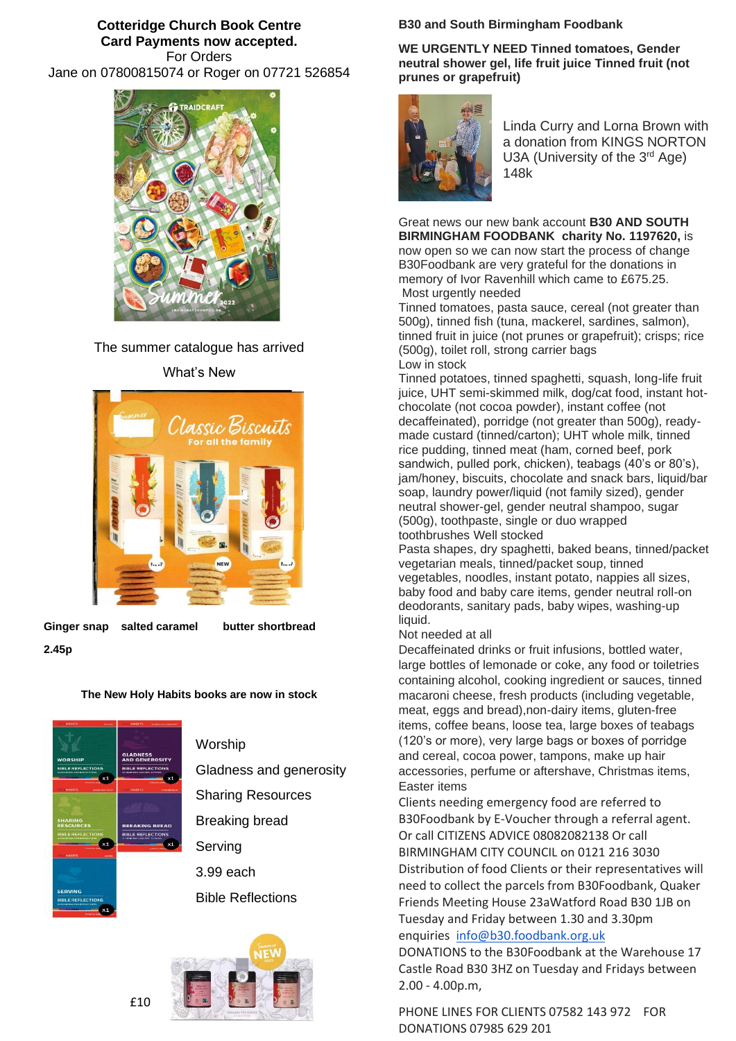**Cotteridge Church Book Centre**
**Card Payments now accepted.**
For Orders
Jane on 07800815074 or Roger on 07721 526854

The summer catalogue has arrived

What's New

**Ginger snap salted caramel butter shortbread**

**2.45p**

**The New Holy Habits books are now in stock**

Worship

Gladness and generosity

Sharing Resources

Breaking bread

Serving

3.99 each

Bible Reflections

£10

**B30 and South Birmingham Foodbank**

**WE URGENTLY NEED Tinned tomatoes, Gender neutral shower gel, life fruit juice Tinned fruit (not prunes or grapefruit)**

Linda Curry and Lorna Brown with a donation from KINGS NORTON U3A (University of the 3rd Age) 148k

Great news our new bank account **B30 AND SOUTH BIRMINGHAM FOODBANK charity No. 1197620,** is now open so we can now start the process of change B30Foodbank are very grateful for the donations in memory of Ivor Ravenhill which came to £675.25.

Most urgently needed

Tinned tomatoes, pasta sauce, cereal (not greater than 500g), tinned fish (tuna, mackerel, sardines, salmon), tinned fruit in juice (not prunes or grapefruit); crisps; rice (500g), toilet roll, strong carrier bags

Low in stock

Tinned potatoes, tinned spaghetti, squash, long-life fruit juice, UHT semi-skimmed milk, dog/cat food, instant hot-chocolate (not cocoa powder), instant coffee (not decaffeinated), porridge (not greater than 500g), ready-made custard (tinned/carton); UHT whole milk, tinned rice pudding, tinned meat (ham, corned beef, pork sandwich, pulled pork, chicken), teabags (40's or 80's), jam/honey, biscuits, chocolate and snack bars, liquid/bar soap, laundry power/liquid (not family sized), gender neutral shower-gel, gender neutral shampoo, sugar (500g), toothpaste, single or duo wrapped toothbrushes Well stocked

Pasta shapes, dry spaghetti, baked beans, tinned/packet vegetarian meals, tinned/packet soup, tinned vegetables, noodles, instant potato, nappies all sizes, baby food and baby care items, gender neutral roll-on deodorants, sanitary pads, baby wipes, washing-up liquid.

Not needed at all

Decaffeinated drinks or fruit infusions, bottled water, large bottles of lemonade or coke, any food or toiletries containing alcohol, cooking ingredient or sauces, tinned macaroni cheese, fresh products (including vegetable, meat, eggs and bread),non-dairy items, gluten-free items, coffee beans, loose tea, large boxes of teabags (120's or more), very large bags or boxes of porridge and cereal, cocoa power, tampons, make up hair accessories, perfume or aftershave, Christmas items, Easter items

Clients needing emergency food are referred to B30Foodbank by E-Voucher through a referral agent. Or call CITIZENS ADVICE 08082082138 Or call BIRMINGHAM CITY COUNCIL on 0121 216 3030

Distribution of food Clients or their representatives will need to collect the parcels from B30Foodbank, Quaker Friends Meeting House 23aWatford Road B30 1JB on Tuesday and Friday between 1.30 and 3.30pm enquiries info@b30.foodbank.org.uk

DONATIONS to the B30Foodbank at the Warehouse 17 Castle Road B30 3HZ on Tuesday and Fridays between 2.00 - 4.00p.m,

PHONE LINES FOR CLIENTS 07582 143 972 FOR DONATIONS 07985 629 201